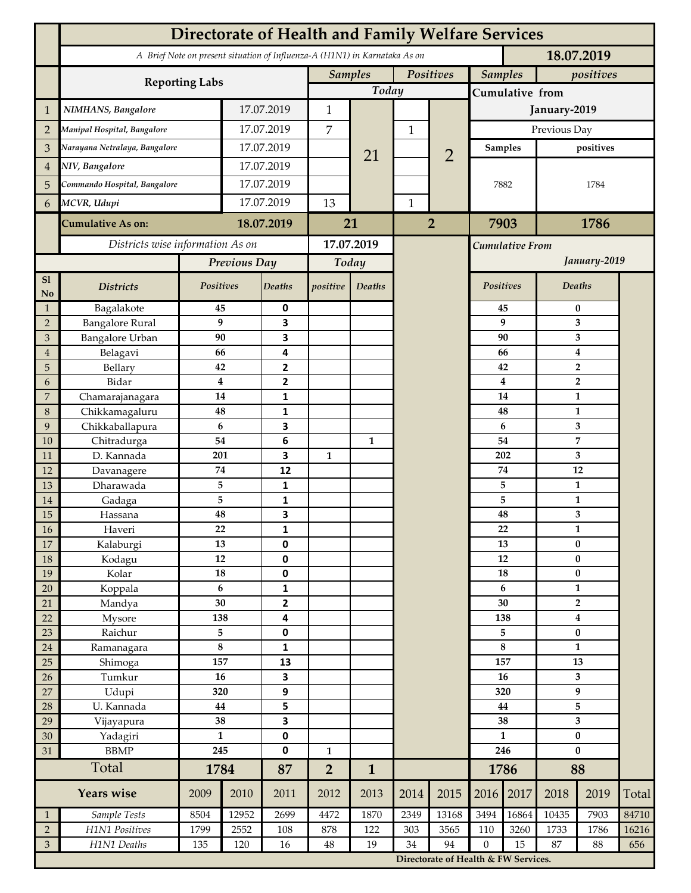# Directorate of Health and Family Welfare Services

*A Brief Note on present situation of Influenza-A (H1N1) in Karnataka As on* **18.07.2019**

| | Reporting Labs | | Samples Today | | Positives Today | | Samples Cumulative from January-2019 | positives Cumulative from January-2019 |
|---|---|---|---|---|---|---|---|---|
| 1 | NIMHANS, Bangalore | 17.07.2019 | 1 | 21 | | 2 | Previous Day | |
| 2 | Manipal Hospital, Bangalore | 17.07.2019 | 7 | | 1 | | Samples | positives |
| 3 | Narayana Netralaya, Bangalore | 17.07.2019 | | | | | 7882 | 1784 |
| 4 | NIV, Bangalore | 17.07.2019 | | | | | | |
| 5 | Commando Hospital, Bangalore | 17.07.2019 | | | | | | |
| 6 | MCVR, Udupi | 17.07.2019 | 13 | | 1 | | | |
| | **Cumulative As on:** | **18.07.2019** | **21** | | **2** | | **7903** | **1786** |

*Districts wise information As on* **17.07.2019**

| Sl No | Districts | Previous Day Positives | Previous Day Deaths | Today positive | Today Deaths | Cumulative From January-2019 Positives | Cumulative From January-2019 Deaths |
|---|---|---|---|---|---|---|---|
| 1 | Bagalakote | 45 | 0 | | | 45 | 0 |
| 2 | Bangalore Rural | 9 | 3 | | | 9 | 3 |
| 3 | Bangalore Urban | 90 | 3 | | | 90 | 3 |
| 4 | Belagavi | 66 | 4 | | | 66 | 4 |
| 5 | Bellary | 42 | 2 | | | 42 | 2 |
| 6 | Bidar | 4 | 2 | | | 4 | 2 |
| 7 | Chamarajanagara | 14 | 1 | | | 14 | 1 |
| 8 | Chikkamagaluru | 48 | 1 | | | 48 | 1 |
| 9 | Chikkaballapura | 6 | 3 | | | 6 | 3 |
| 10 | Chitradurga | 54 | 6 | | 1 | 54 | 7 |
| 11 | D. Kannada | 201 | 3 | 1 | | 202 | 3 |
| 12 | Davanagere | 74 | 12 | | | 74 | 12 |
| 13 | Dharawada | 5 | 1 | | | 5 | 1 |
| 14 | Gadaga | 5 | 1 | | | 5 | 1 |
| 15 | Hassana | 48 | 3 | | | 48 | 3 |
| 16 | Haveri | 22 | 1 | | | 22 | 1 |
| 17 | Kalaburgi | 13 | 0 | | | 13 | 0 |
| 18 | Kodagu | 12 | 0 | | | 12 | 0 |
| 19 | Kolar | 18 | 0 | | | 18 | 0 |
| 20 | Koppala | 6 | 1 | | | 6 | 1 |
| 21 | Mandya | 30 | 2 | | | 30 | 2 |
| 22 | Mysore | 138 | 4 | | | 138 | 4 |
| 23 | Raichur | 5 | 0 | | | 5 | 0 |
| 24 | Ramanagara | 8 | 1 | | | 8 | 1 |
| 25 | Shimoga | 157 | 13 | | | 157 | 13 |
| 26 | Tumkur | 16 | 3 | | | 16 | 3 |
| 27 | Udupi | 320 | 9 | | | 320 | 9 |
| 28 | U. Kannada | 44 | 5 | | | 44 | 5 |
| 29 | Vijayapura | 38 | 3 | | | 38 | 3 |
| 30 | Yadagiri | 1 | 0 | | | 1 | 0 |
| 31 | BBMP | 245 | 0 | 1 | | 246 | 0 |
| | **Total** | **1784** | **87** | **2** | **1** | **1786** | **88** |

| | Years wise | 2009 | 2010 | 2011 | 2012 | 2013 | 2014 | 2015 | 2016 | 2017 | 2018 | 2019 | Total |
|---|---|---|---|---|---|---|---|---|---|---|---|---|---|
| 1 | Sample Tests | 8504 | 12952 | 2699 | 4472 | 1870 | 2349 | 13168 | 3494 | 16864 | 10435 | 7903 | 84710 |
| 2 | H1N1 Positives | 1799 | 2552 | 108 | 878 | 122 | 303 | 3565 | 110 | 3260 | 1733 | 1786 | 16216 |
| 3 | H1N1 Deaths | 135 | 120 | 16 | 48 | 19 | 34 | 94 | 0 | 15 | 87 | 88 | 656 |

**Directorate of Health & FW Services.**